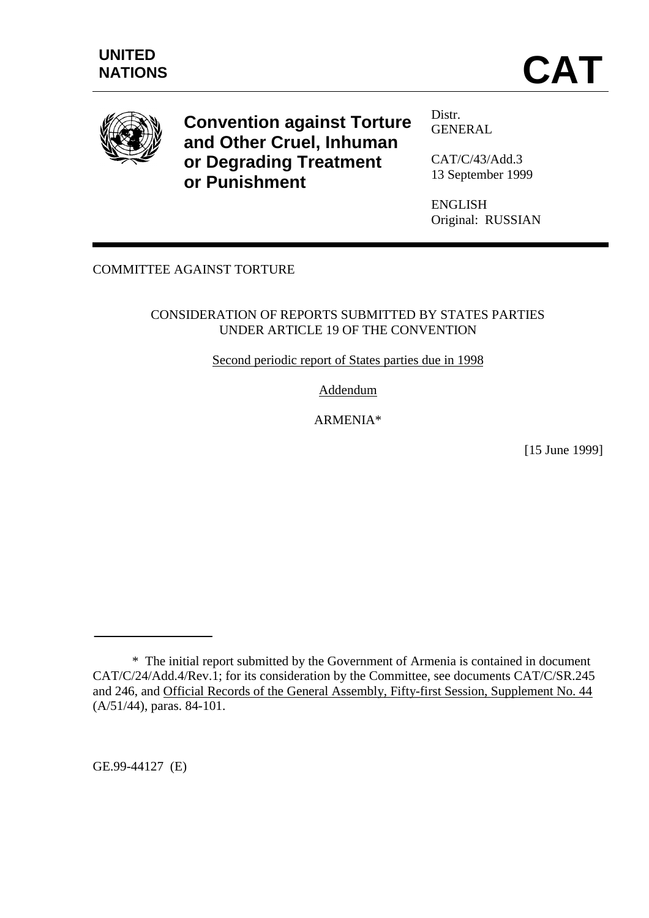UNITED NATIONS

# CAT

**Convention against Torture and Other Cruel, Inhuman or Degrading Treatment or Punishment**

Distr.
GENERAL

CAT/C/43/Add.3
13 September 1999

ENGLISH
Original: RUSSIAN

COMMITTEE AGAINST TORTURE

CONSIDERATION OF REPORTS SUBMITTED BY STATES PARTIES UNDER ARTICLE 19 OF THE CONVENTION

Second periodic report of States parties due in 1998

Addendum

ARMENIA*

[15 June 1999]

---

\* The initial report submitted by the Government of Armenia is contained in document CAT/C/24/Add.4/Rev.1; for its consideration by the Committee, see documents CAT/C/SR.245 and 246, and Official Records of the General Assembly, Fifty-first Session, Supplement No. 44 (A/51/44), paras. 84-101.

GE.99-44127 (E)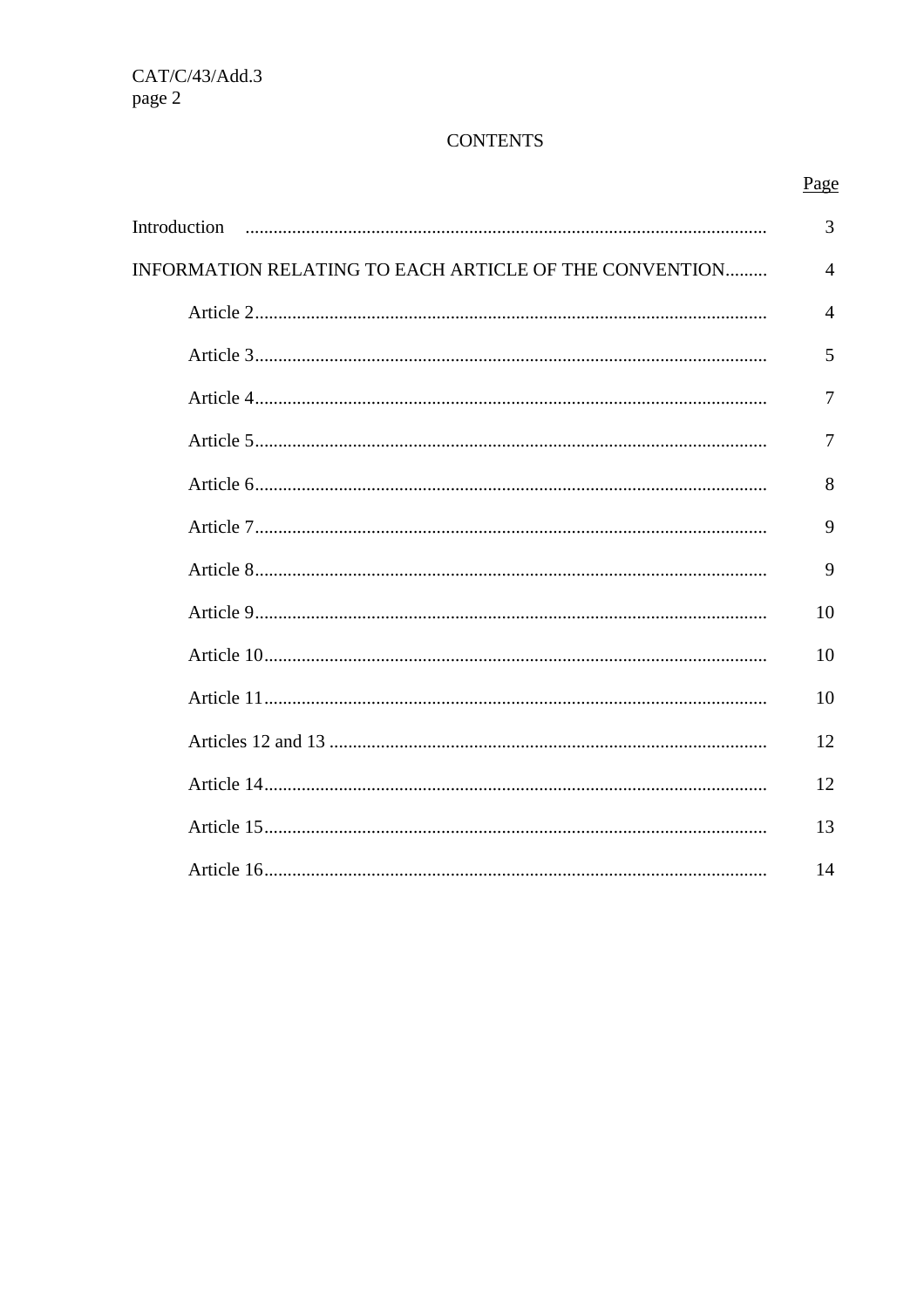# CONTENTS

| | Page |
|---|---|
| Introduction | 3 |
| INFORMATION RELATING TO EACH ARTICLE OF THE CONVENTION | 4 |
| Article 2 | 4 |
| Article 3 | 5 |
| Article 4 | 7 |
| Article 5 | 7 |
| Article 6 | 8 |
| Article 7 | 9 |
| Article 8 | 9 |
| Article 9 | 10 |
| Article 10 | 10 |
| Article 11 | 10 |
| Articles 12 and 13 | 12 |
| Article 14 | 12 |
| Article 15 | 13 |
| Article 16 | 14 |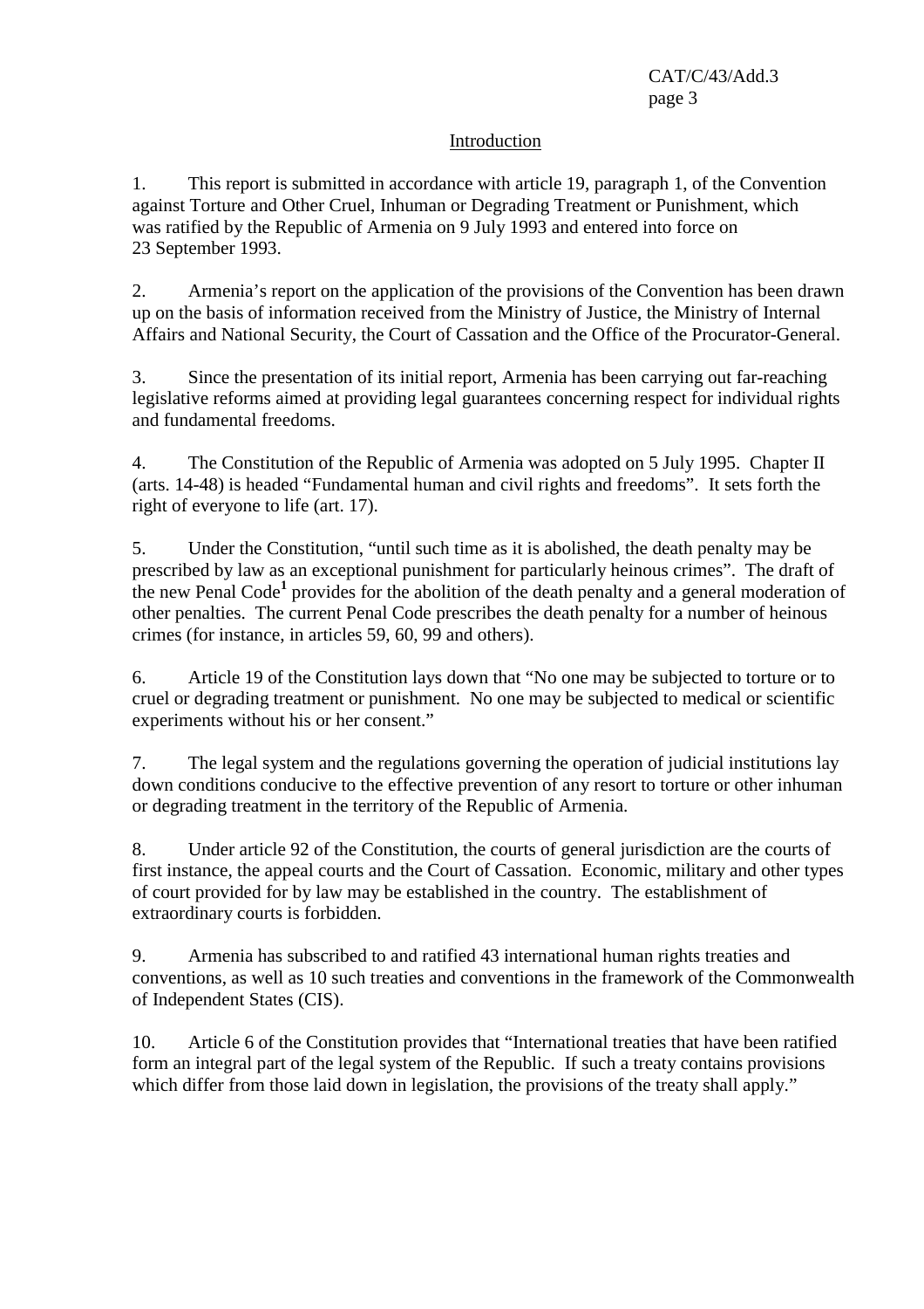## Introduction

1. This report is submitted in accordance with article 19, paragraph 1, of the Convention against Torture and Other Cruel, Inhuman or Degrading Treatment or Punishment, which was ratified by the Republic of Armenia on 9 July 1993 and entered into force on 23 September 1993.

2. Armenia's report on the application of the provisions of the Convention has been drawn up on the basis of information received from the Ministry of Justice, the Ministry of Internal Affairs and National Security, the Court of Cassation and the Office of the Procurator-General.

3. Since the presentation of its initial report, Armenia has been carrying out far-reaching legislative reforms aimed at providing legal guarantees concerning respect for individual rights and fundamental freedoms.

4. The Constitution of the Republic of Armenia was adopted on 5 July 1995. Chapter II (arts. 14-48) is headed "Fundamental human and civil rights and freedoms". It sets forth the right of everyone to life (art. 17).

5. Under the Constitution, "until such time as it is abolished, the death penalty may be prescribed by law as an exceptional punishment for particularly heinous crimes". The draft of the new Penal Code[1] provides for the abolition of the death penalty and a general moderation of other penalties. The current Penal Code prescribes the death penalty for a number of heinous crimes (for instance, in articles 59, 60, 99 and others).

6. Article 19 of the Constitution lays down that "No one may be subjected to torture or to cruel or degrading treatment or punishment. No one may be subjected to medical or scientific experiments without his or her consent."

7. The legal system and the regulations governing the operation of judicial institutions lay down conditions conducive to the effective prevention of any resort to torture or other inhuman or degrading treatment in the territory of the Republic of Armenia.

8. Under article 92 of the Constitution, the courts of general jurisdiction are the courts of first instance, the appeal courts and the Court of Cassation. Economic, military and other types of court provided for by law may be established in the country. The establishment of extraordinary courts is forbidden.

9. Armenia has subscribed to and ratified 43 international human rights treaties and conventions, as well as 10 such treaties and conventions in the framework of the Commonwealth of Independent States (CIS).

10. Article 6 of the Constitution provides that "International treaties that have been ratified form an integral part of the legal system of the Republic. If such a treaty contains provisions which differ from those laid down in legislation, the provisions of the treaty shall apply."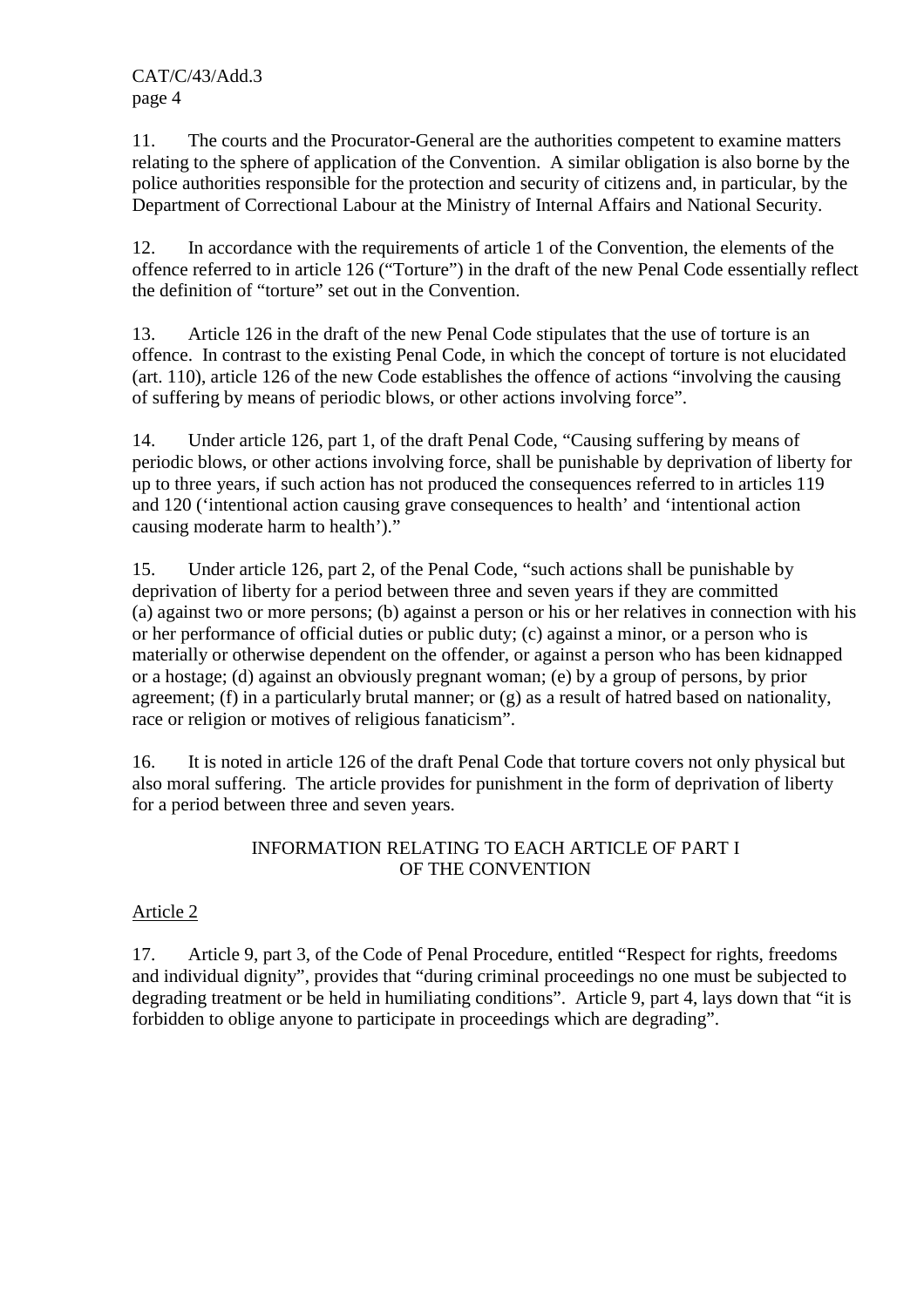11. The courts and the Procurator-General are the authorities competent to examine matters relating to the sphere of application of the Convention. A similar obligation is also borne by the police authorities responsible for the protection and security of citizens and, in particular, by the Department of Correctional Labour at the Ministry of Internal Affairs and National Security.

12. In accordance with the requirements of article 1 of the Convention, the elements of the offence referred to in article 126 ("Torture") in the draft of the new Penal Code essentially reflect the definition of "torture" set out in the Convention.

13. Article 126 in the draft of the new Penal Code stipulates that the use of torture is an offence. In contrast to the existing Penal Code, in which the concept of torture is not elucidated (art. 110), article 126 of the new Code establishes the offence of actions "involving the causing of suffering by means of periodic blows, or other actions involving force".

14. Under article 126, part 1, of the draft Penal Code, "Causing suffering by means of periodic blows, or other actions involving force, shall be punishable by deprivation of liberty for up to three years, if such action has not produced the consequences referred to in articles 119 and 120 ('intentional action causing grave consequences to health' and 'intentional action causing moderate harm to health')."

15. Under article 126, part 2, of the Penal Code, "such actions shall be punishable by deprivation of liberty for a period between three and seven years if they are committed (a) against two or more persons; (b) against a person or his or her relatives in connection with his or her performance of official duties or public duty; (c) against a minor, or a person who is materially or otherwise dependent on the offender, or against a person who has been kidnapped or a hostage; (d) against an obviously pregnant woman; (e) by a group of persons, by prior agreement; (f) in a particularly brutal manner; or (g) as a result of hatred based on nationality, race or religion or motives of religious fanaticism".

16. It is noted in article 126 of the draft Penal Code that torture covers not only physical but also moral suffering. The article provides for punishment in the form of deprivation of liberty for a period between three and seven years.

## INFORMATION RELATING TO EACH ARTICLE OF PART I OF THE CONVENTION

### Article 2

17. Article 9, part 3, of the Code of Penal Procedure, entitled "Respect for rights, freedoms and individual dignity", provides that "during criminal proceedings no one must be subjected to degrading treatment or be held in humiliating conditions". Article 9, part 4, lays down that "it is forbidden to oblige anyone to participate in proceedings which are degrading".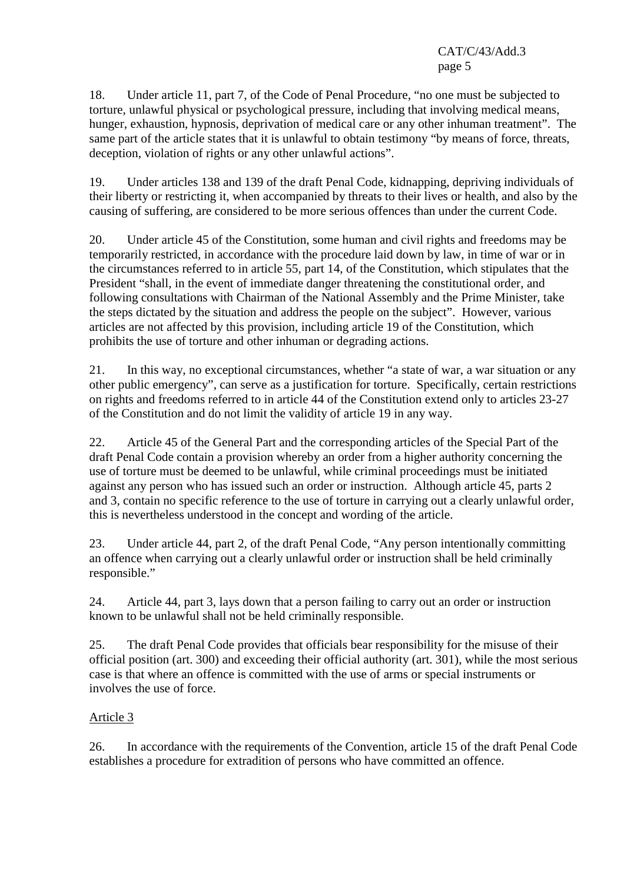18. Under article 11, part 7, of the Code of Penal Procedure, "no one must be subjected to torture, unlawful physical or psychological pressure, including that involving medical means, hunger, exhaustion, hypnosis, deprivation of medical care or any other inhuman treatment". The same part of the article states that it is unlawful to obtain testimony "by means of force, threats, deception, violation of rights or any other unlawful actions".

19. Under articles 138 and 139 of the draft Penal Code, kidnapping, depriving individuals of their liberty or restricting it, when accompanied by threats to their lives or health, and also by the causing of suffering, are considered to be more serious offences than under the current Code.

20. Under article 45 of the Constitution, some human and civil rights and freedoms may be temporarily restricted, in accordance with the procedure laid down by law, in time of war or in the circumstances referred to in article 55, part 14, of the Constitution, which stipulates that the President "shall, in the event of immediate danger threatening the constitutional order, and following consultations with Chairman of the National Assembly and the Prime Minister, take the steps dictated by the situation and address the people on the subject". However, various articles are not affected by this provision, including article 19 of the Constitution, which prohibits the use of torture and other inhuman or degrading actions.

21. In this way, no exceptional circumstances, whether "a state of war, a war situation or any other public emergency", can serve as a justification for torture. Specifically, certain restrictions on rights and freedoms referred to in article 44 of the Constitution extend only to articles 23-27 of the Constitution and do not limit the validity of article 19 in any way.

22. Article 45 of the General Part and the corresponding articles of the Special Part of the draft Penal Code contain a provision whereby an order from a higher authority concerning the use of torture must be deemed to be unlawful, while criminal proceedings must be initiated against any person who has issued such an order or instruction. Although article 45, parts 2 and 3, contain no specific reference to the use of torture in carrying out a clearly unlawful order, this is nevertheless understood in the concept and wording of the article.

23. Under article 44, part 2, of the draft Penal Code, "Any person intentionally committing an offence when carrying out a clearly unlawful order or instruction shall be held criminally responsible."

24. Article 44, part 3, lays down that a person failing to carry out an order or instruction known to be unlawful shall not be held criminally responsible.

25. The draft Penal Code provides that officials bear responsibility for the misuse of their official position (art. 300) and exceeding their official authority (art. 301), while the most serious case is that where an offence is committed with the use of arms or special instruments or involves the use of force.

Article 3

26. In accordance with the requirements of the Convention, article 15 of the draft Penal Code establishes a procedure for extradition of persons who have committed an offence.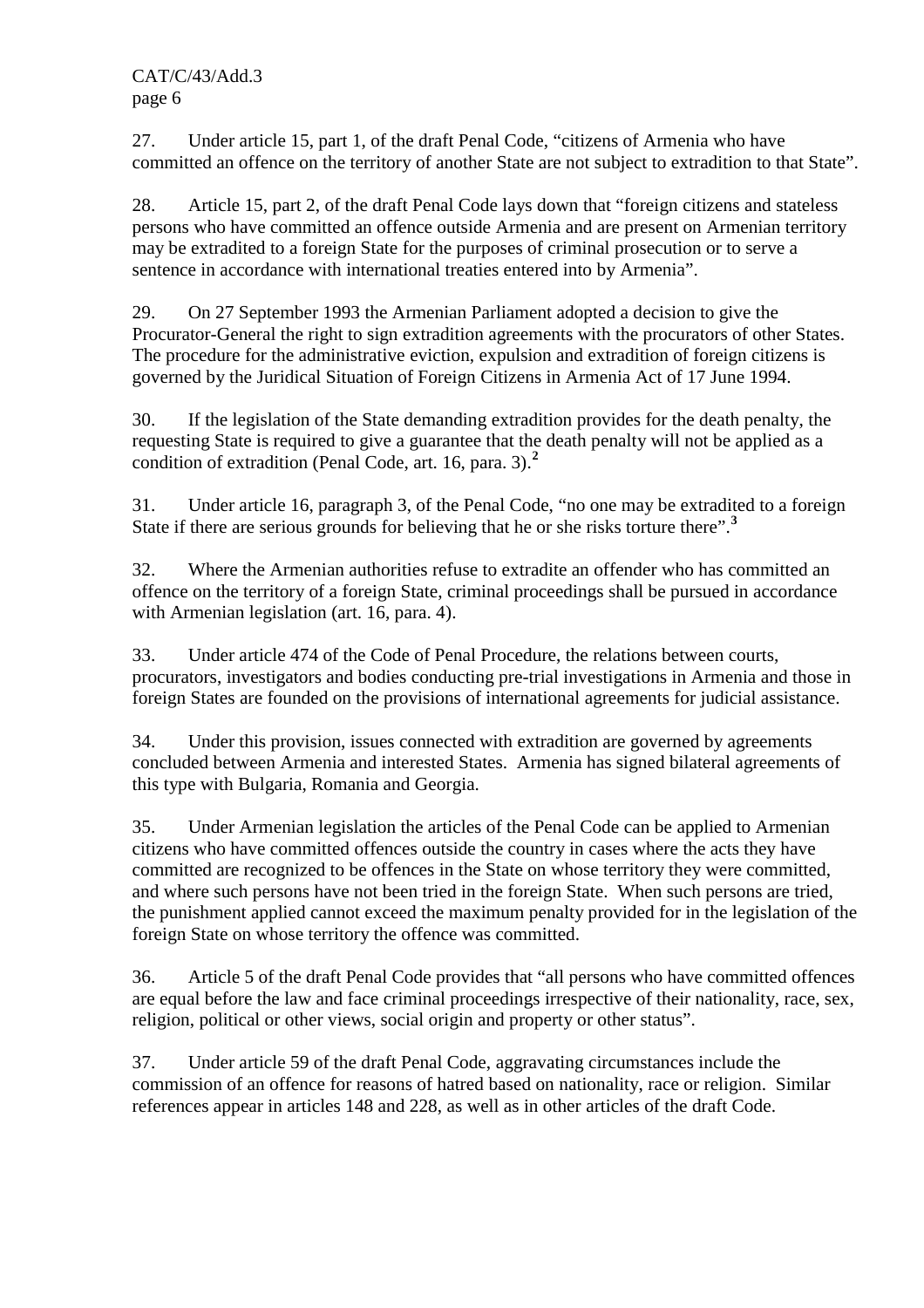27. Under article 15, part 1, of the draft Penal Code, "citizens of Armenia who have committed an offence on the territory of another State are not subject to extradition to that State".

28. Article 15, part 2, of the draft Penal Code lays down that "foreign citizens and stateless persons who have committed an offence outside Armenia and are present on Armenian territory may be extradited to a foreign State for the purposes of criminal prosecution or to serve a sentence in accordance with international treaties entered into by Armenia".

29. On 27 September 1993 the Armenian Parliament adopted a decision to give the Procurator-General the right to sign extradition agreements with the procurators of other States. The procedure for the administrative eviction, expulsion and extradition of foreign citizens is governed by the Juridical Situation of Foreign Citizens in Armenia Act of 17 June 1994.

30. If the legislation of the State demanding extradition provides for the death penalty, the requesting State is required to give a guarantee that the death penalty will not be applied as a condition of extradition (Penal Code, art. 16, para. 3).[2]

31. Under article 16, paragraph 3, of the Penal Code, "no one may be extradited to a foreign State if there are serious grounds for believing that he or she risks torture there".[3]

32. Where the Armenian authorities refuse to extradite an offender who has committed an offence on the territory of a foreign State, criminal proceedings shall be pursued in accordance with Armenian legislation (art. 16, para. 4).

33. Under article 474 of the Code of Penal Procedure, the relations between courts, procurators, investigators and bodies conducting pre-trial investigations in Armenia and those in foreign States are founded on the provisions of international agreements for judicial assistance.

34. Under this provision, issues connected with extradition are governed by agreements concluded between Armenia and interested States. Armenia has signed bilateral agreements of this type with Bulgaria, Romania and Georgia.

35. Under Armenian legislation the articles of the Penal Code can be applied to Armenian citizens who have committed offences outside the country in cases where the acts they have committed are recognized to be offences in the State on whose territory they were committed, and where such persons have not been tried in the foreign State. When such persons are tried, the punishment applied cannot exceed the maximum penalty provided for in the legislation of the foreign State on whose territory the offence was committed.

36. Article 5 of the draft Penal Code provides that "all persons who have committed offences are equal before the law and face criminal proceedings irrespective of their nationality, race, sex, religion, political or other views, social origin and property or other status".

37. Under article 59 of the draft Penal Code, aggravating circumstances include the commission of an offence for reasons of hatred based on nationality, race or religion. Similar references appear in articles 148 and 228, as well as in other articles of the draft Code.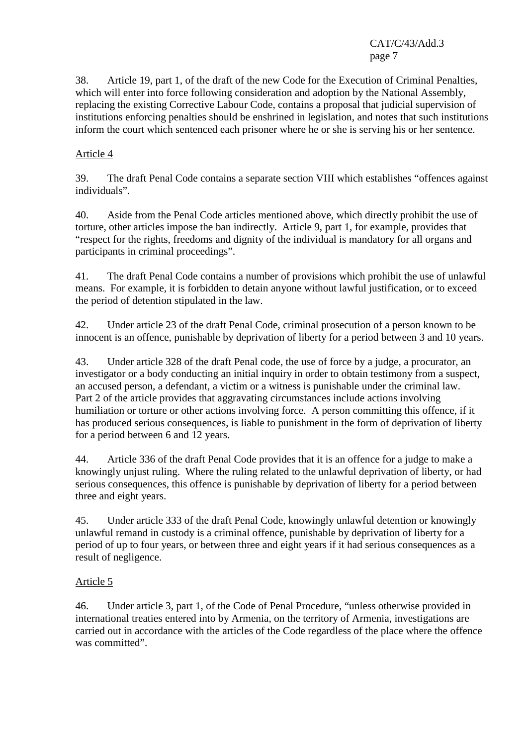38. Article 19, part 1, of the draft of the new Code for the Execution of Criminal Penalties, which will enter into force following consideration and adoption by the National Assembly, replacing the existing Corrective Labour Code, contains a proposal that judicial supervision of institutions enforcing penalties should be enshrined in legislation, and notes that such institutions inform the court which sentenced each prisoner where he or she is serving his or her sentence.

Article 4

39. The draft Penal Code contains a separate section VIII which establishes “offences against individuals”.

40. Aside from the Penal Code articles mentioned above, which directly prohibit the use of torture, other articles impose the ban indirectly. Article 9, part 1, for example, provides that “respect for the rights, freedoms and dignity of the individual is mandatory for all organs and participants in criminal proceedings”.

41. The draft Penal Code contains a number of provisions which prohibit the use of unlawful means. For example, it is forbidden to detain anyone without lawful justification, or to exceed the period of detention stipulated in the law.

42. Under article 23 of the draft Penal Code, criminal prosecution of a person known to be innocent is an offence, punishable by deprivation of liberty for a period between 3 and 10 years.

43. Under article 328 of the draft Penal code, the use of force by a judge, a procurator, an investigator or a body conducting an initial inquiry in order to obtain testimony from a suspect, an accused person, a defendant, a victim or a witness is punishable under the criminal law. Part 2 of the article provides that aggravating circumstances include actions involving humiliation or torture or other actions involving force. A person committing this offence, if it has produced serious consequences, is liable to punishment in the form of deprivation of liberty for a period between 6 and 12 years.

44. Article 336 of the draft Penal Code provides that it is an offence for a judge to make a knowingly unjust ruling. Where the ruling related to the unlawful deprivation of liberty, or had serious consequences, this offence is punishable by deprivation of liberty for a period between three and eight years.

45. Under article 333 of the draft Penal Code, knowingly unlawful detention or knowingly unlawful remand in custody is a criminal offence, punishable by deprivation of liberty for a period of up to four years, or between three and eight years if it had serious consequences as a result of negligence.

Article 5

46. Under article 3, part 1, of the Code of Penal Procedure, “unless otherwise provided in international treaties entered into by Armenia, on the territory of Armenia, investigations are carried out in accordance with the articles of the Code regardless of the place where the offence was committed”.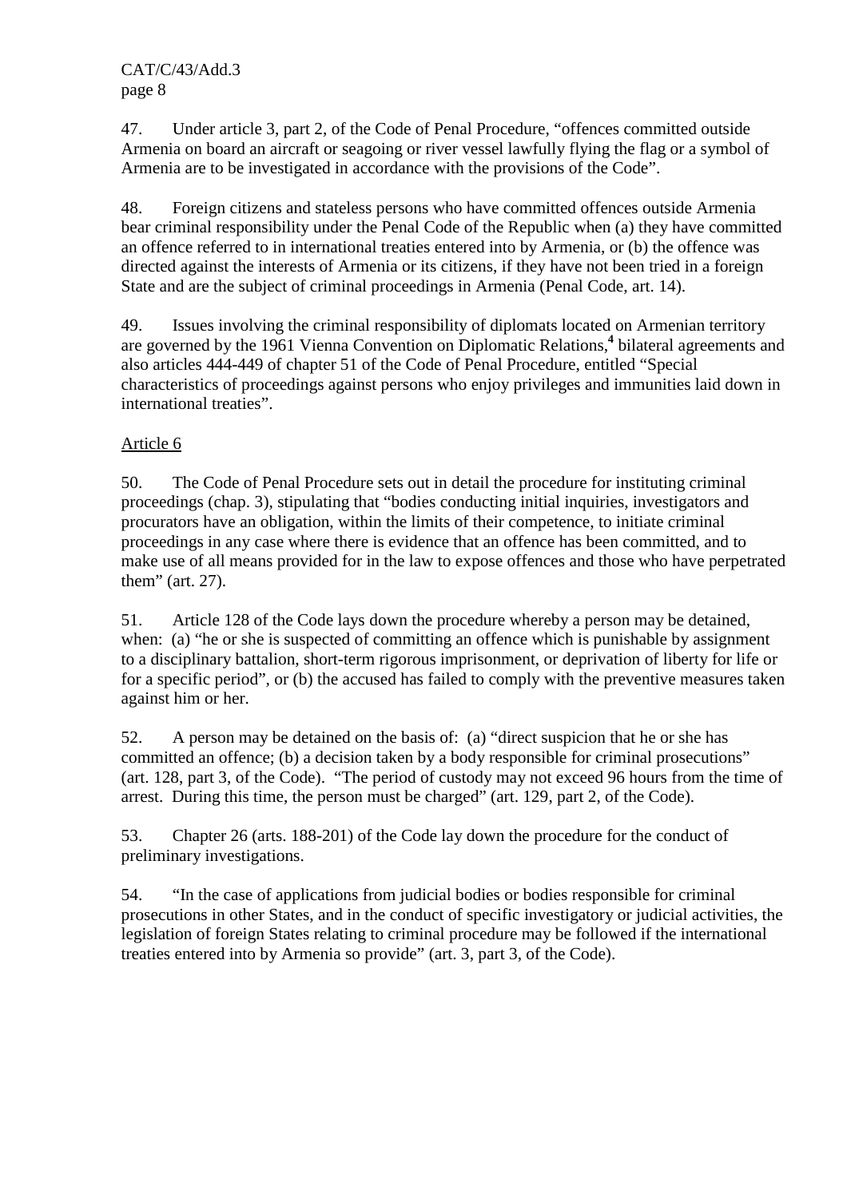47. Under article 3, part 2, of the Code of Penal Procedure, "offences committed outside Armenia on board an aircraft or seagoing or river vessel lawfully flying the flag or a symbol of Armenia are to be investigated in accordance with the provisions of the Code".

48. Foreign citizens and stateless persons who have committed offences outside Armenia bear criminal responsibility under the Penal Code of the Republic when (a) they have committed an offence referred to in international treaties entered into by Armenia, or (b) the offence was directed against the interests of Armenia or its citizens, if they have not been tried in a foreign State and are the subject of criminal proceedings in Armenia (Penal Code, art. 14).

49. Issues involving the criminal responsibility of diplomats located on Armenian territory are governed by the 1961 Vienna Convention on Diplomatic Relations,[4] bilateral agreements and also articles 444-449 of chapter 51 of the Code of Penal Procedure, entitled "Special characteristics of proceedings against persons who enjoy privileges and immunities laid down in international treaties".

Article 6

50. The Code of Penal Procedure sets out in detail the procedure for instituting criminal proceedings (chap. 3), stipulating that "bodies conducting initial inquiries, investigators and procurators have an obligation, within the limits of their competence, to initiate criminal proceedings in any case where there is evidence that an offence has been committed, and to make use of all means provided for in the law to expose offences and those who have perpetrated them" (art. 27).

51. Article 128 of the Code lays down the procedure whereby a person may be detained, when: (a) "he or she is suspected of committing an offence which is punishable by assignment to a disciplinary battalion, short-term rigorous imprisonment, or deprivation of liberty for life or for a specific period", or (b) the accused has failed to comply with the preventive measures taken against him or her.

52. A person may be detained on the basis of: (a) "direct suspicion that he or she has committed an offence; (b) a decision taken by a body responsible for criminal prosecutions" (art. 128, part 3, of the Code). "The period of custody may not exceed 96 hours from the time of arrest. During this time, the person must be charged" (art. 129, part 2, of the Code).

53. Chapter 26 (arts. 188-201) of the Code lay down the procedure for the conduct of preliminary investigations.

54. "In the case of applications from judicial bodies or bodies responsible for criminal prosecutions in other States, and in the conduct of specific investigatory or judicial activities, the legislation of foreign States relating to criminal procedure may be followed if the international treaties entered into by Armenia so provide" (art. 3, part 3, of the Code).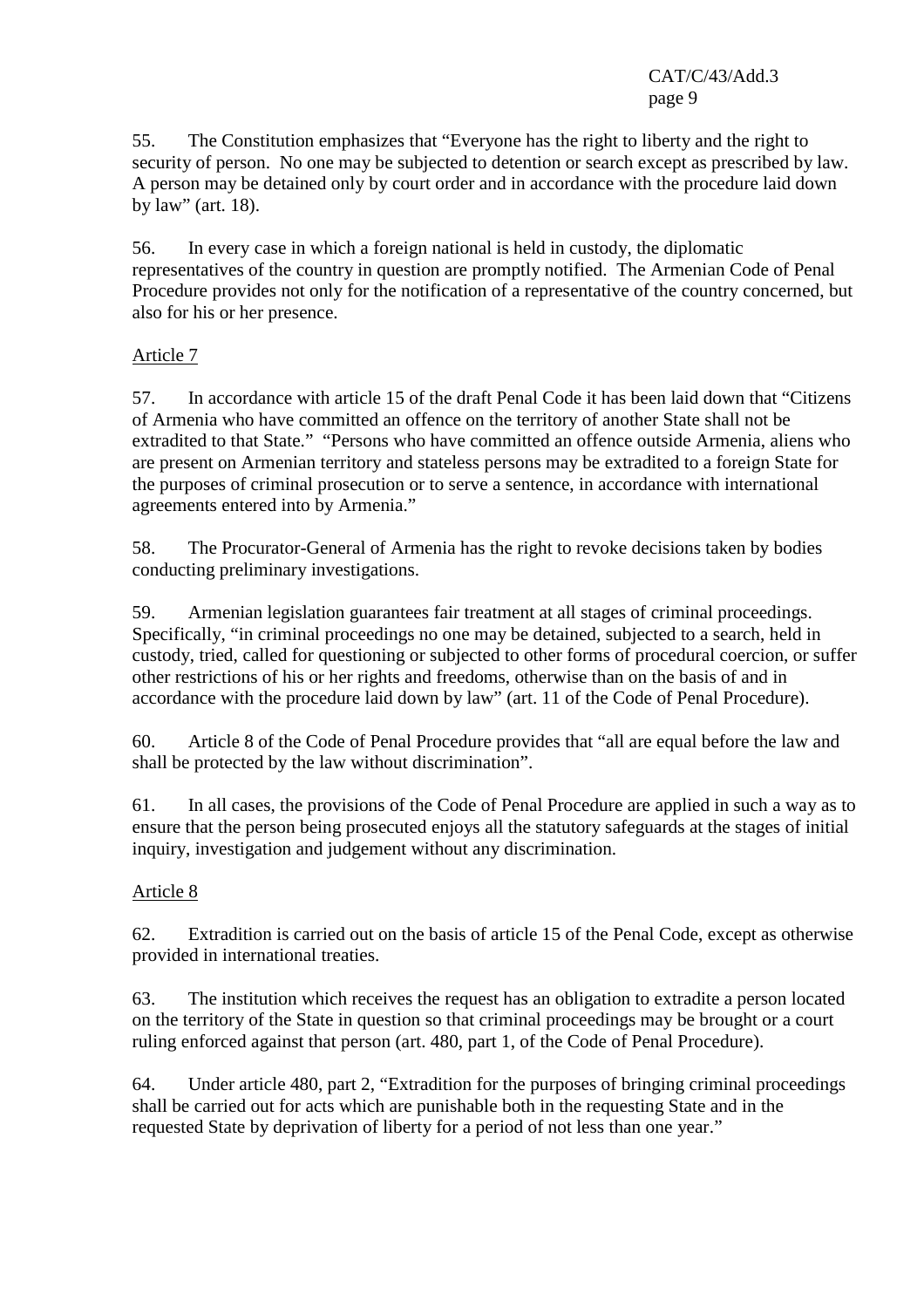55. The Constitution emphasizes that "Everyone has the right to liberty and the right to security of person. No one may be subjected to detention or search except as prescribed by law. A person may be detained only by court order and in accordance with the procedure laid down by law" (art. 18).

56. In every case in which a foreign national is held in custody, the diplomatic representatives of the country in question are promptly notified. The Armenian Code of Penal Procedure provides not only for the notification of a representative of the country concerned, but also for his or her presence.

Article 7

57. In accordance with article 15 of the draft Penal Code it has been laid down that "Citizens of Armenia who have committed an offence on the territory of another State shall not be extradited to that State." "Persons who have committed an offence outside Armenia, aliens who are present on Armenian territory and stateless persons may be extradited to a foreign State for the purposes of criminal prosecution or to serve a sentence, in accordance with international agreements entered into by Armenia."

58. The Procurator-General of Armenia has the right to revoke decisions taken by bodies conducting preliminary investigations.

59. Armenian legislation guarantees fair treatment at all stages of criminal proceedings. Specifically, "in criminal proceedings no one may be detained, subjected to a search, held in custody, tried, called for questioning or subjected to other forms of procedural coercion, or suffer other restrictions of his or her rights and freedoms, otherwise than on the basis of and in accordance with the procedure laid down by law" (art. 11 of the Code of Penal Procedure).

60. Article 8 of the Code of Penal Procedure provides that "all are equal before the law and shall be protected by the law without discrimination".

61. In all cases, the provisions of the Code of Penal Procedure are applied in such a way as to ensure that the person being prosecuted enjoys all the statutory safeguards at the stages of initial inquiry, investigation and judgement without any discrimination.

Article 8

62. Extradition is carried out on the basis of article 15 of the Penal Code, except as otherwise provided in international treaties.

63. The institution which receives the request has an obligation to extradite a person located on the territory of the State in question so that criminal proceedings may be brought or a court ruling enforced against that person (art. 480, part 1, of the Code of Penal Procedure).

64. Under article 480, part 2, "Extradition for the purposes of bringing criminal proceedings shall be carried out for acts which are punishable both in the requesting State and in the requested State by deprivation of liberty for a period of not less than one year."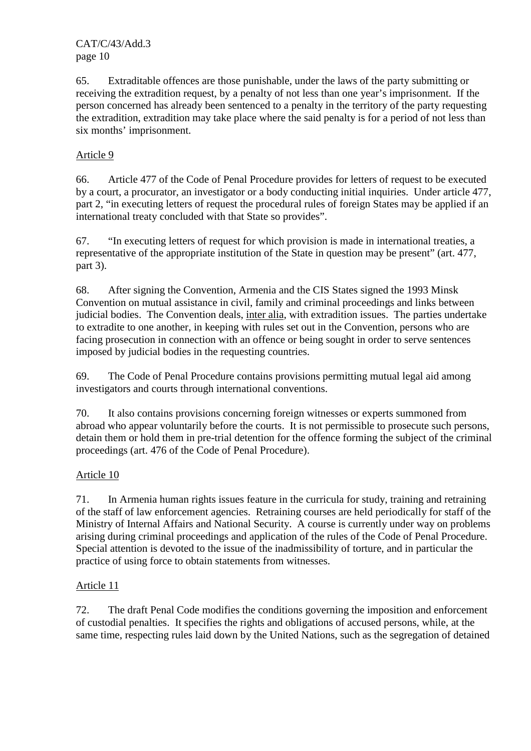65. Extraditable offences are those punishable, under the laws of the party submitting or receiving the extradition request, by a penalty of not less than one year's imprisonment. If the person concerned has already been sentenced to a penalty in the territory of the party requesting the extradition, extradition may take place where the said penalty is for a period of not less than six months' imprisonment.

Article 9

66. Article 477 of the Code of Penal Procedure provides for letters of request to be executed by a court, a procurator, an investigator or a body conducting initial inquiries. Under article 477, part 2, "in executing letters of request the procedural rules of foreign States may be applied if an international treaty concluded with that State so provides".

67. "In executing letters of request for which provision is made in international treaties, a representative of the appropriate institution of the State in question may be present" (art. 477, part 3).

68. After signing the Convention, Armenia and the CIS States signed the 1993 Minsk Convention on mutual assistance in civil, family and criminal proceedings and links between judicial bodies. The Convention deals, inter alia, with extradition issues. The parties undertake to extradite to one another, in keeping with rules set out in the Convention, persons who are facing prosecution in connection with an offence or being sought in order to serve sentences imposed by judicial bodies in the requesting countries.

69. The Code of Penal Procedure contains provisions permitting mutual legal aid among investigators and courts through international conventions.

70. It also contains provisions concerning foreign witnesses or experts summoned from abroad who appear voluntarily before the courts. It is not permissible to prosecute such persons, detain them or hold them in pre-trial detention for the offence forming the subject of the criminal proceedings (art. 476 of the Code of Penal Procedure).

Article 10

71. In Armenia human rights issues feature in the curricula for study, training and retraining of the staff of law enforcement agencies. Retraining courses are held periodically for staff of the Ministry of Internal Affairs and National Security. A course is currently under way on problems arising during criminal proceedings and application of the rules of the Code of Penal Procedure. Special attention is devoted to the issue of the inadmissibility of torture, and in particular the practice of using force to obtain statements from witnesses.

Article 11

72. The draft Penal Code modifies the conditions governing the imposition and enforcement of custodial penalties. It specifies the rights and obligations of accused persons, while, at the same time, respecting rules laid down by the United Nations, such as the segregation of detained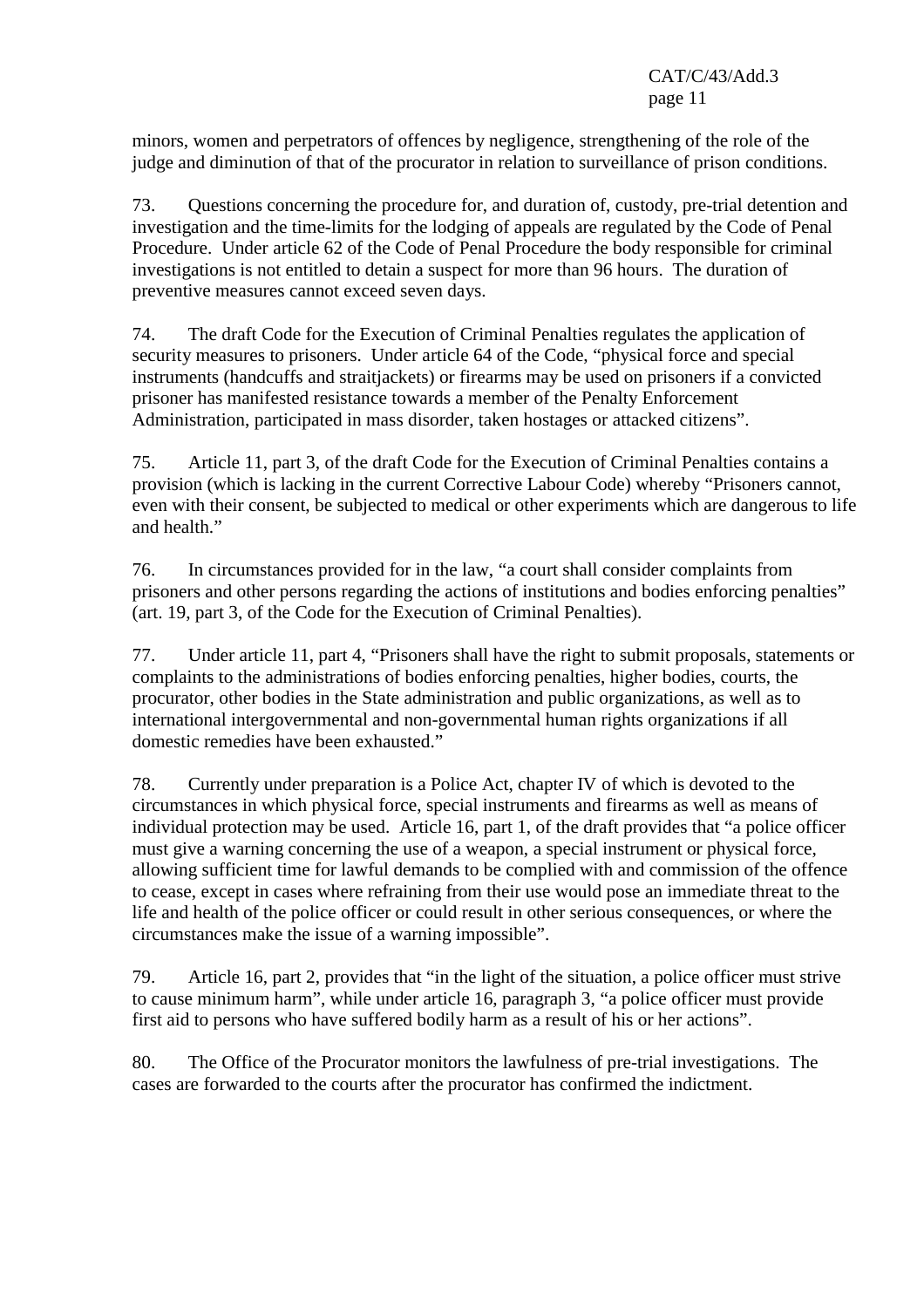minors, women and perpetrators of offences by negligence, strengthening of the role of the judge and diminution of that of the procurator in relation to surveillance of prison conditions.

73. Questions concerning the procedure for, and duration of, custody, pre-trial detention and investigation and the time-limits for the lodging of appeals are regulated by the Code of Penal Procedure. Under article 62 of the Code of Penal Procedure the body responsible for criminal investigations is not entitled to detain a suspect for more than 96 hours. The duration of preventive measures cannot exceed seven days.

74. The draft Code for the Execution of Criminal Penalties regulates the application of security measures to prisoners. Under article 64 of the Code, "physical force and special instruments (handcuffs and straitjackets) or firearms may be used on prisoners if a convicted prisoner has manifested resistance towards a member of the Penalty Enforcement Administration, participated in mass disorder, taken hostages or attacked citizens".

75. Article 11, part 3, of the draft Code for the Execution of Criminal Penalties contains a provision (which is lacking in the current Corrective Labour Code) whereby "Prisoners cannot, even with their consent, be subjected to medical or other experiments which are dangerous to life and health."

76. In circumstances provided for in the law, "a court shall consider complaints from prisoners and other persons regarding the actions of institutions and bodies enforcing penalties" (art. 19, part 3, of the Code for the Execution of Criminal Penalties).

77. Under article 11, part 4, "Prisoners shall have the right to submit proposals, statements or complaints to the administrations of bodies enforcing penalties, higher bodies, courts, the procurator, other bodies in the State administration and public organizations, as well as to international intergovernmental and non-governmental human rights organizations if all domestic remedies have been exhausted."

78. Currently under preparation is a Police Act, chapter IV of which is devoted to the circumstances in which physical force, special instruments and firearms as well as means of individual protection may be used. Article 16, part 1, of the draft provides that "a police officer must give a warning concerning the use of a weapon, a special instrument or physical force, allowing sufficient time for lawful demands to be complied with and commission of the offence to cease, except in cases where refraining from their use would pose an immediate threat to the life and health of the police officer or could result in other serious consequences, or where the circumstances make the issue of a warning impossible".

79. Article 16, part 2, provides that "in the light of the situation, a police officer must strive to cause minimum harm", while under article 16, paragraph 3, "a police officer must provide first aid to persons who have suffered bodily harm as a result of his or her actions".

80. The Office of the Procurator monitors the lawfulness of pre-trial investigations. The cases are forwarded to the courts after the procurator has confirmed the indictment.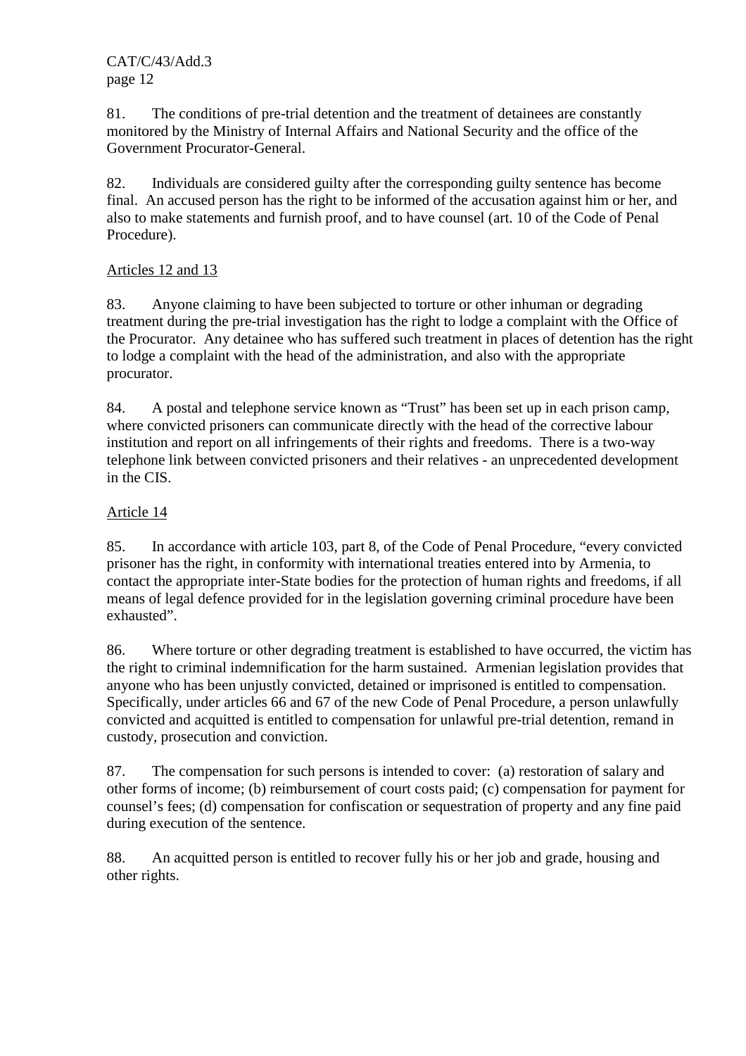81. The conditions of pre-trial detention and the treatment of detainees are constantly monitored by the Ministry of Internal Affairs and National Security and the office of the Government Procurator-General.

82. Individuals are considered guilty after the corresponding guilty sentence has become final. An accused person has the right to be informed of the accusation against him or her, and also to make statements and furnish proof, and to have counsel (art. 10 of the Code of Penal Procedure).

Articles 12 and 13

83. Anyone claiming to have been subjected to torture or other inhuman or degrading treatment during the pre-trial investigation has the right to lodge a complaint with the Office of the Procurator. Any detainee who has suffered such treatment in places of detention has the right to lodge a complaint with the head of the administration, and also with the appropriate procurator.

84. A postal and telephone service known as "Trust" has been set up in each prison camp, where convicted prisoners can communicate directly with the head of the corrective labour institution and report on all infringements of their rights and freedoms. There is a two-way telephone link between convicted prisoners and their relatives - an unprecedented development in the CIS.

Article 14

85. In accordance with article 103, part 8, of the Code of Penal Procedure, "every convicted prisoner has the right, in conformity with international treaties entered into by Armenia, to contact the appropriate inter-State bodies for the protection of human rights and freedoms, if all means of legal defence provided for in the legislation governing criminal procedure have been exhausted".

86. Where torture or other degrading treatment is established to have occurred, the victim has the right to criminal indemnification for the harm sustained. Armenian legislation provides that anyone who has been unjustly convicted, detained or imprisoned is entitled to compensation. Specifically, under articles 66 and 67 of the new Code of Penal Procedure, a person unlawfully convicted and acquitted is entitled to compensation for unlawful pre-trial detention, remand in custody, prosecution and conviction.

87. The compensation for such persons is intended to cover: (a) restoration of salary and other forms of income; (b) reimbursement of court costs paid; (c) compensation for payment for counsel's fees; (d) compensation for confiscation or sequestration of property and any fine paid during execution of the sentence.

88. An acquitted person is entitled to recover fully his or her job and grade, housing and other rights.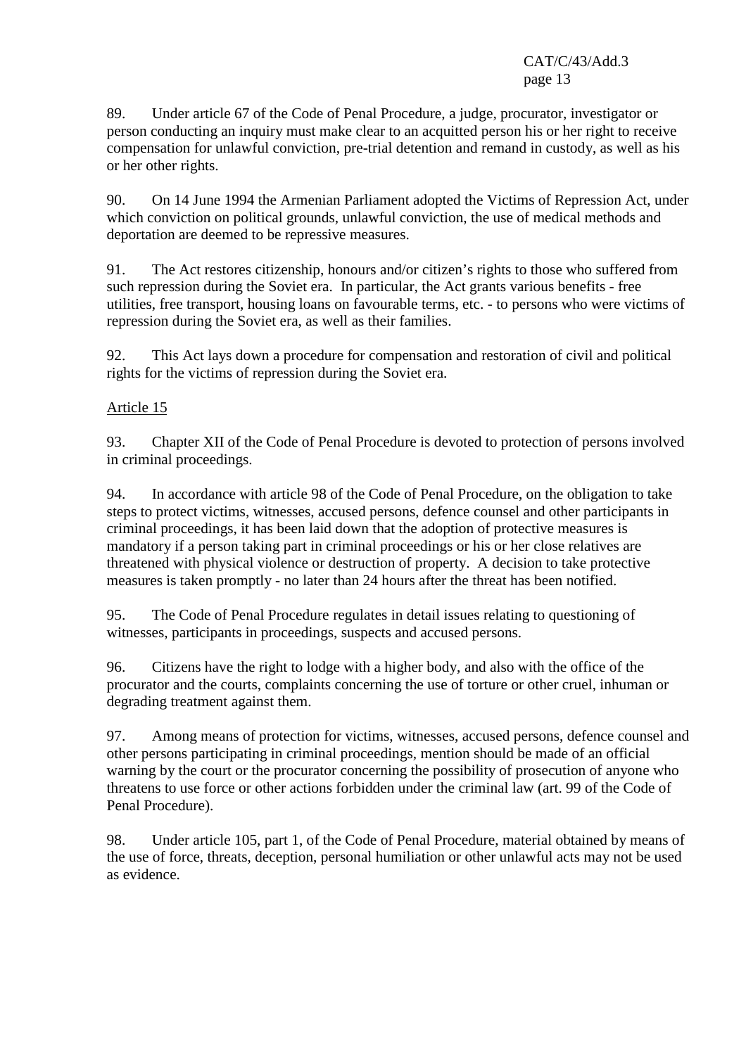89. Under article 67 of the Code of Penal Procedure, a judge, procurator, investigator or person conducting an inquiry must make clear to an acquitted person his or her right to receive compensation for unlawful conviction, pre-trial detention and remand in custody, as well as his or her other rights.

90. On 14 June 1994 the Armenian Parliament adopted the Victims of Repression Act, under which conviction on political grounds, unlawful conviction, the use of medical methods and deportation are deemed to be repressive measures.

91. The Act restores citizenship, honours and/or citizen's rights to those who suffered from such repression during the Soviet era. In particular, the Act grants various benefits - free utilities, free transport, housing loans on favourable terms, etc. - to persons who were victims of repression during the Soviet era, as well as their families.

92. This Act lays down a procedure for compensation and restoration of civil and political rights for the victims of repression during the Soviet era.

Article 15

93. Chapter XII of the Code of Penal Procedure is devoted to protection of persons involved in criminal proceedings.

94. In accordance with article 98 of the Code of Penal Procedure, on the obligation to take steps to protect victims, witnesses, accused persons, defence counsel and other participants in criminal proceedings, it has been laid down that the adoption of protective measures is mandatory if a person taking part in criminal proceedings or his or her close relatives are threatened with physical violence or destruction of property. A decision to take protective measures is taken promptly - no later than 24 hours after the threat has been notified.

95. The Code of Penal Procedure regulates in detail issues relating to questioning of witnesses, participants in proceedings, suspects and accused persons.

96. Citizens have the right to lodge with a higher body, and also with the office of the procurator and the courts, complaints concerning the use of torture or other cruel, inhuman or degrading treatment against them.

97. Among means of protection for victims, witnesses, accused persons, defence counsel and other persons participating in criminal proceedings, mention should be made of an official warning by the court or the procurator concerning the possibility of prosecution of anyone who threatens to use force or other actions forbidden under the criminal law (art. 99 of the Code of Penal Procedure).

98. Under article 105, part 1, of the Code of Penal Procedure, material obtained by means of the use of force, threats, deception, personal humiliation or other unlawful acts may not be used as evidence.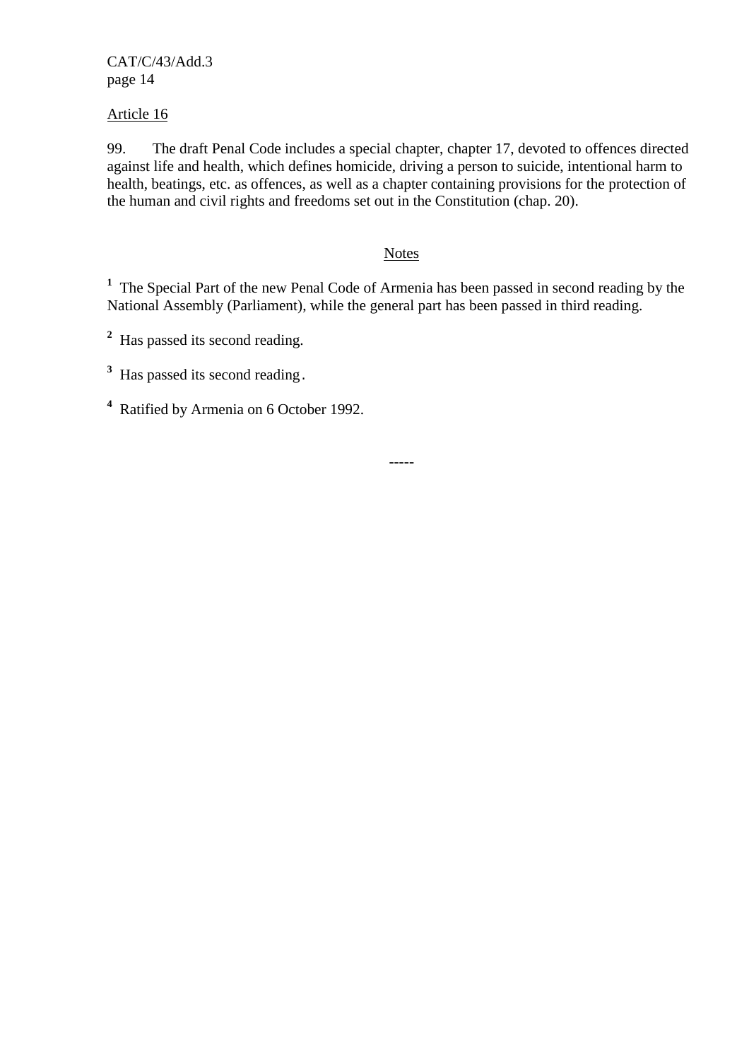Article 16

99. The draft Penal Code includes a special chapter, chapter 17, devoted to offences directed against life and health, which defines homicide, driving a person to suicide, intentional harm to health, beatings, etc. as offences, as well as a chapter containing provisions for the protection of the human and civil rights and freedoms set out in the Constitution (chap. 20).

Notes

[1] The Special Part of the new Penal Code of Armenia has been passed in second reading by the National Assembly (Parliament), while the general part has been passed in third reading.

[2] Has passed its second reading.

[3] Has passed its second reading.

[4] Ratified by Armenia on 6 October 1992.

-----